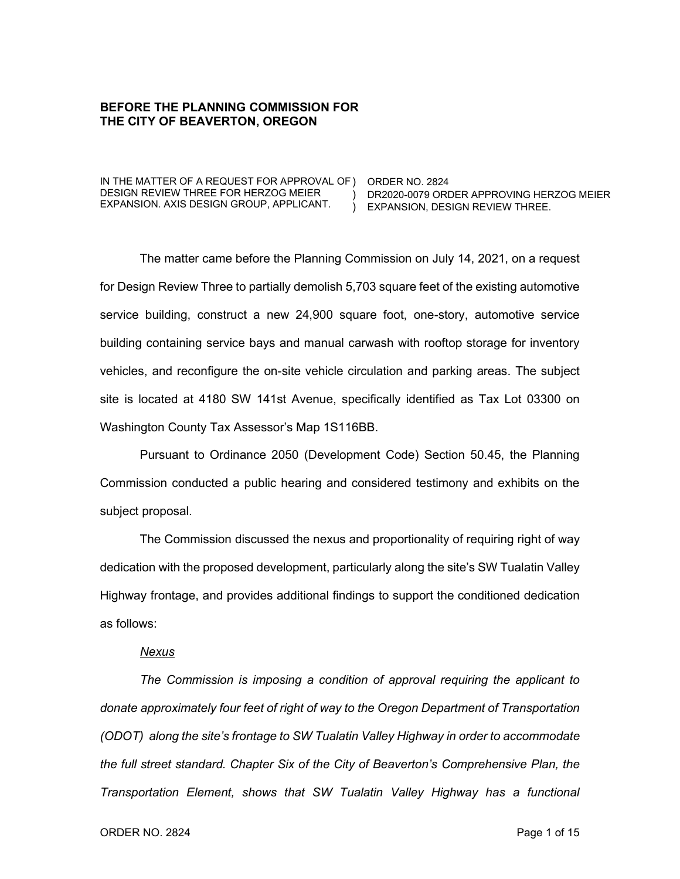**BEFORE THE PLANNING COMMISSION FOR THE CITY OF BEAVERTON, OREGON**

| | |
|---|---|
| IN THE MATTER OF A REQUEST FOR APPROVAL OF DESIGN REVIEW THREE FOR HERZOG MEIER EXPANSION. AXIS DESIGN GROUP, APPLICANT. ) ) ) | ORDER NO. 2824 DR2020-0079 ORDER APPROVING HERZOG MEIER EXPANSION, DESIGN REVIEW THREE. |

The matter came before the Planning Commission on July 14, 2021, on a request for Design Review Three to partially demolish 5,703 square feet of the existing automotive service building, construct a new 24,900 square foot, one-story, automotive service building containing service bays and manual carwash with rooftop storage for inventory vehicles, and reconfigure the on-site vehicle circulation and parking areas. The subject site is located at 4180 SW 141st Avenue, specifically identified as Tax Lot 03300 on Washington County Tax Assessor's Map 1S116BB.

Pursuant to Ordinance 2050 (Development Code) Section 50.45, the Planning Commission conducted a public hearing and considered testimony and exhibits on the subject proposal.

The Commission discussed the nexus and proportionality of requiring right of way dedication with the proposed development, particularly along the site's SW Tualatin Valley Highway frontage, and provides additional findings to support the conditioned dedication as follows:

*Nexus*

*The Commission is imposing a condition of approval requiring the applicant to donate approximately four feet of right of way to the Oregon Department of Transportation (ODOT) along the site's frontage to SW Tualatin Valley Highway in order to accommodate the full street standard. Chapter Six of the City of Beaverton's Comprehensive Plan, the Transportation Element, shows that SW Tualatin Valley Highway has a functional*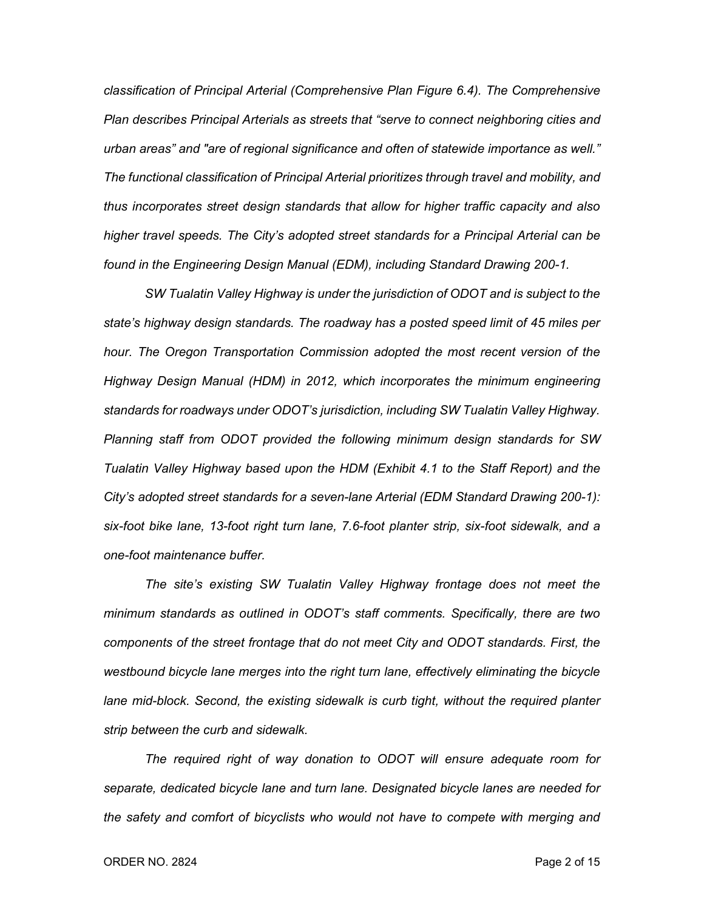*classification of Principal Arterial (Comprehensive Plan Figure 6.4). The Comprehensive Plan describes Principal Arterials as streets that "serve to connect neighboring cities and urban areas" and "are of regional significance and often of statewide importance as well." The functional classification of Principal Arterial prioritizes through travel and mobility, and thus incorporates street design standards that allow for higher traffic capacity and also higher travel speeds. The City's adopted street standards for a Principal Arterial can be found in the Engineering Design Manual (EDM), including Standard Drawing 200-1.*

*SW Tualatin Valley Highway is under the jurisdiction of ODOT and is subject to the state's highway design standards. The roadway has a posted speed limit of 45 miles per hour. The Oregon Transportation Commission adopted the most recent version of the Highway Design Manual (HDM) in 2012, which incorporates the minimum engineering standards for roadways under ODOT's jurisdiction, including SW Tualatin Valley Highway. Planning staff from ODOT provided the following minimum design standards for SW Tualatin Valley Highway based upon the HDM (Exhibit 4.1 to the Staff Report) and the City's adopted street standards for a seven-lane Arterial (EDM Standard Drawing 200-1): six-foot bike lane, 13-foot right turn lane, 7.6-foot planter strip, six-foot sidewalk, and a one-foot maintenance buffer.*

*The site's existing SW Tualatin Valley Highway frontage does not meet the minimum standards as outlined in ODOT's staff comments. Specifically, there are two components of the street frontage that do not meet City and ODOT standards. First, the westbound bicycle lane merges into the right turn lane, effectively eliminating the bicycle lane mid-block. Second, the existing sidewalk is curb tight, without the required planter strip between the curb and sidewalk.*

*The required right of way donation to ODOT will ensure adequate room for separate, dedicated bicycle lane and turn lane. Designated bicycle lanes are needed for the safety and comfort of bicyclists who would not have to compete with merging and*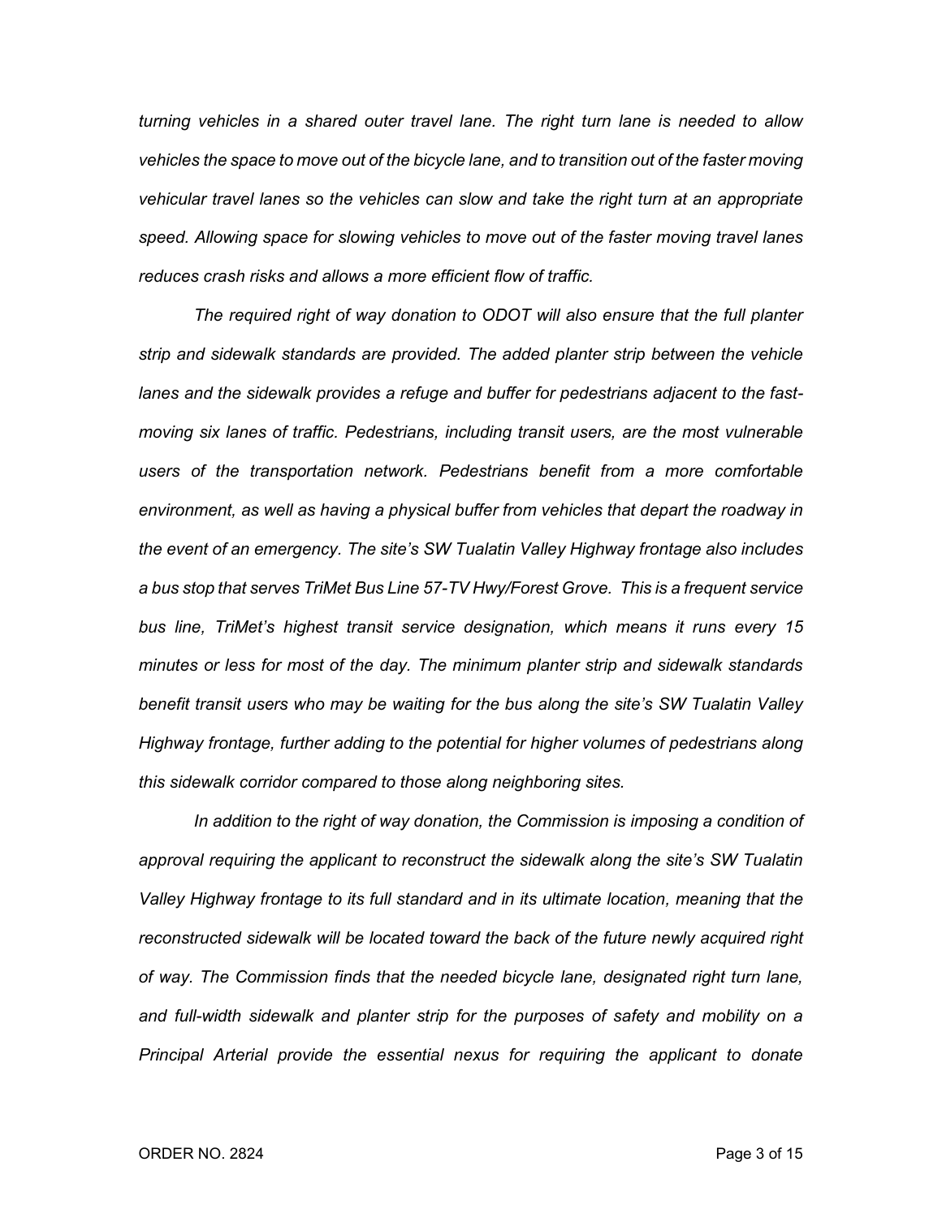*turning vehicles in a shared outer travel lane. The right turn lane is needed to allow vehicles the space to move out of the bicycle lane, and to transition out of the faster moving vehicular travel lanes so the vehicles can slow and take the right turn at an appropriate speed. Allowing space for slowing vehicles to move out of the faster moving travel lanes reduces crash risks and allows a more efficient flow of traffic.*

*The required right of way donation to ODOT will also ensure that the full planter strip and sidewalk standards are provided. The added planter strip between the vehicle lanes and the sidewalk provides a refuge and buffer for pedestrians adjacent to the fast-moving six lanes of traffic. Pedestrians, including transit users, are the most vulnerable users of the transportation network. Pedestrians benefit from a more comfortable environment, as well as having a physical buffer from vehicles that depart the roadway in the event of an emergency. The site's SW Tualatin Valley Highway frontage also includes a bus stop that serves TriMet Bus Line 57-TV Hwy/Forest Grove. This is a frequent service bus line, TriMet's highest transit service designation, which means it runs every 15 minutes or less for most of the day. The minimum planter strip and sidewalk standards benefit transit users who may be waiting for the bus along the site's SW Tualatin Valley Highway frontage, further adding to the potential for higher volumes of pedestrians along this sidewalk corridor compared to those along neighboring sites.*

*In addition to the right of way donation, the Commission is imposing a condition of approval requiring the applicant to reconstruct the sidewalk along the site's SW Tualatin Valley Highway frontage to its full standard and in its ultimate location, meaning that the reconstructed sidewalk will be located toward the back of the future newly acquired right of way. The Commission finds that the needed bicycle lane, designated right turn lane, and full-width sidewalk and planter strip for the purposes of safety and mobility on a Principal Arterial provide the essential nexus for requiring the applicant to donate*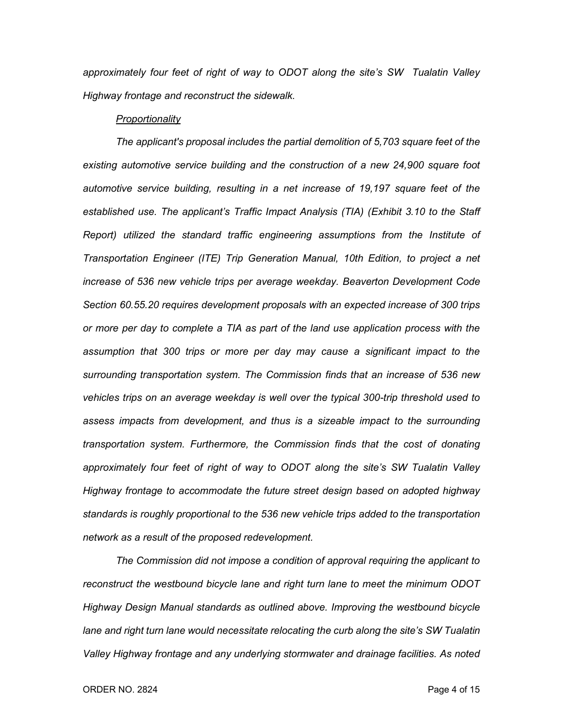*approximately four feet of right of way to ODOT along the site's SW Tualatin Valley Highway frontage and reconstruct the sidewalk.*

*Proportionality*

*The applicant's proposal includes the partial demolition of 5,703 square feet of the existing automotive service building and the construction of a new 24,900 square foot automotive service building, resulting in a net increase of 19,197 square feet of the established use. The applicant's Traffic Impact Analysis (TIA) (Exhibit 3.10 to the Staff Report) utilized the standard traffic engineering assumptions from the Institute of Transportation Engineer (ITE) Trip Generation Manual, 10th Edition, to project a net increase of 536 new vehicle trips per average weekday. Beaverton Development Code Section 60.55.20 requires development proposals with an expected increase of 300 trips or more per day to complete a TIA as part of the land use application process with the assumption that 300 trips or more per day may cause a significant impact to the surrounding transportation system. The Commission finds that an increase of 536 new vehicles trips on an average weekday is well over the typical 300-trip threshold used to assess impacts from development, and thus is a sizeable impact to the surrounding transportation system. Furthermore, the Commission finds that the cost of donating approximately four feet of right of way to ODOT along the site's SW Tualatin Valley Highway frontage to accommodate the future street design based on adopted highway standards is roughly proportional to the 536 new vehicle trips added to the transportation network as a result of the proposed redevelopment.*

*The Commission did not impose a condition of approval requiring the applicant to reconstruct the westbound bicycle lane and right turn lane to meet the minimum ODOT Highway Design Manual standards as outlined above. Improving the westbound bicycle lane and right turn lane would necessitate relocating the curb along the site's SW Tualatin Valley Highway frontage and any underlying stormwater and drainage facilities. As noted*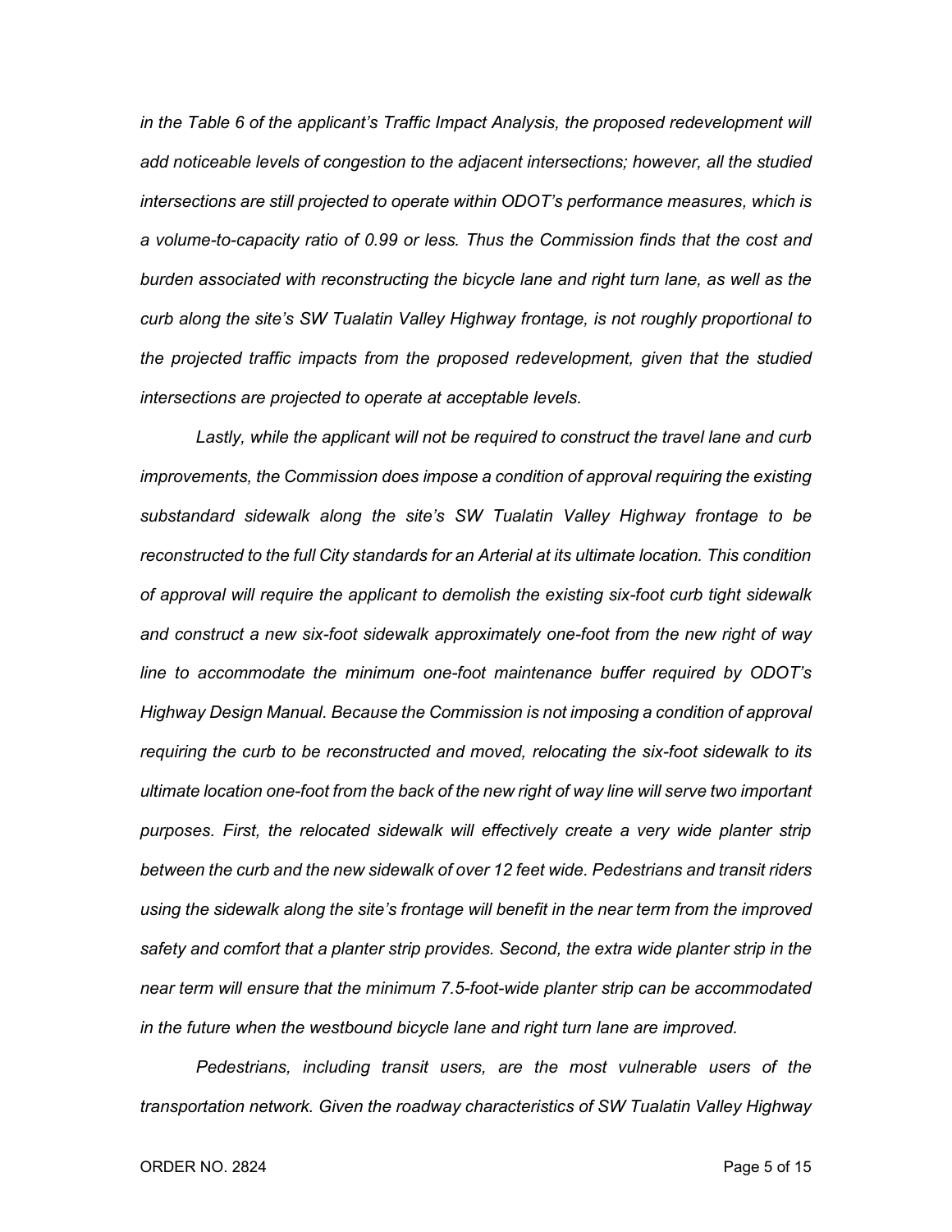*in the Table 6 of the applicant's Traffic Impact Analysis, the proposed redevelopment will add noticeable levels of congestion to the adjacent intersections; however, all the studied intersections are still projected to operate within ODOT's performance measures, which is a volume-to-capacity ratio of 0.99 or less. Thus the Commission finds that the cost and burden associated with reconstructing the bicycle lane and right turn lane, as well as the curb along the site's SW Tualatin Valley Highway frontage, is not roughly proportional to the projected traffic impacts from the proposed redevelopment, given that the studied intersections are projected to operate at acceptable levels.*

*Lastly, while the applicant will not be required to construct the travel lane and curb improvements, the Commission does impose a condition of approval requiring the existing substandard sidewalk along the site's SW Tualatin Valley Highway frontage to be reconstructed to the full City standards for an Arterial at its ultimate location. This condition of approval will require the applicant to demolish the existing six-foot curb tight sidewalk and construct a new six-foot sidewalk approximately one-foot from the new right of way line to accommodate the minimum one-foot maintenance buffer required by ODOT's Highway Design Manual. Because the Commission is not imposing a condition of approval requiring the curb to be reconstructed and moved, relocating the six-foot sidewalk to its ultimate location one-foot from the back of the new right of way line will serve two important purposes. First, the relocated sidewalk will effectively create a very wide planter strip between the curb and the new sidewalk of over 12 feet wide. Pedestrians and transit riders using the sidewalk along the site's frontage will benefit in the near term from the improved safety and comfort that a planter strip provides. Second, the extra wide planter strip in the near term will ensure that the minimum 7.5-foot-wide planter strip can be accommodated in the future when the westbound bicycle lane and right turn lane are improved.*

*Pedestrians, including transit users, are the most vulnerable users of the transportation network. Given the roadway characteristics of SW Tualatin Valley Highway*

ORDER NO. 2824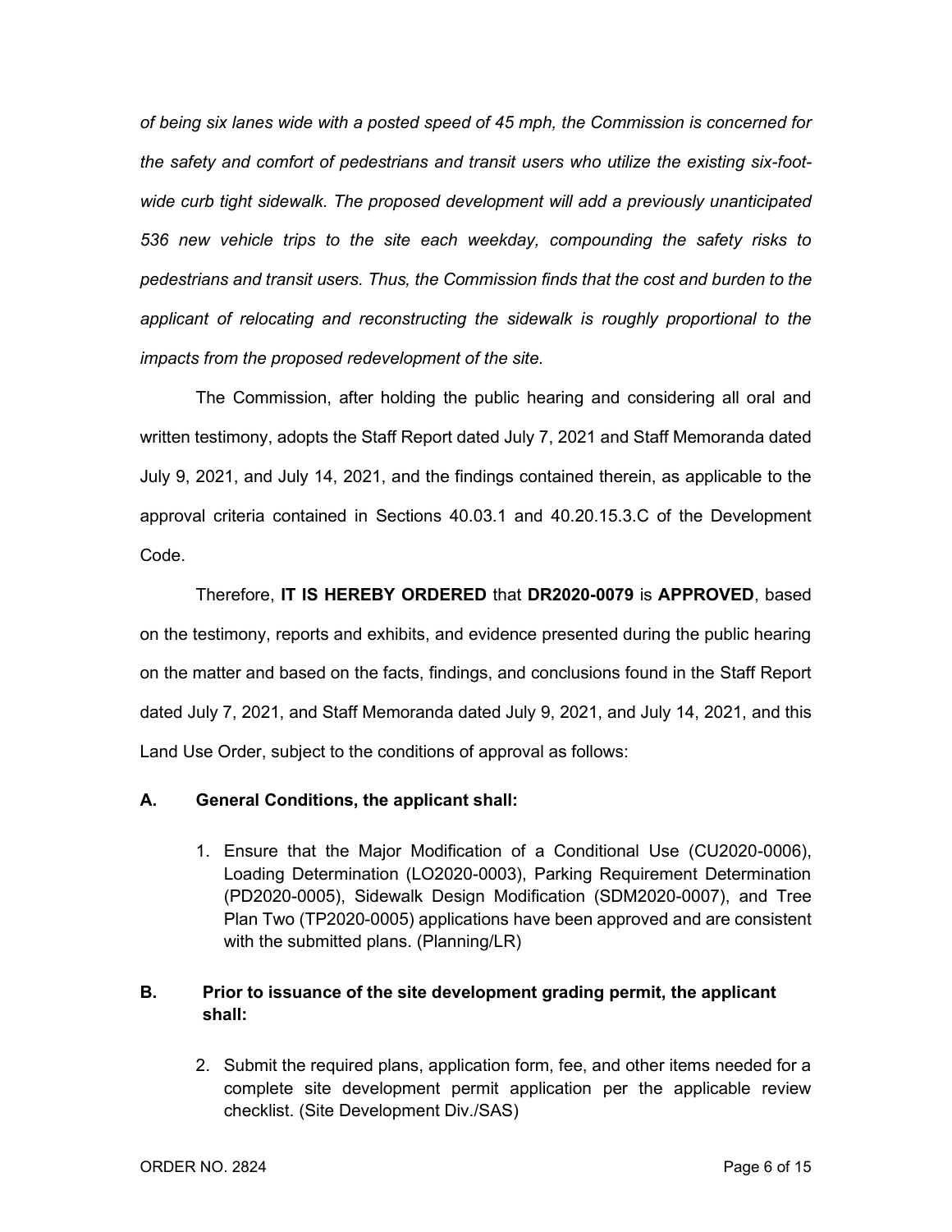*of being six lanes wide with a posted speed of 45 mph, the Commission is concerned for the safety and comfort of pedestrians and transit users who utilize the existing six-foot-wide curb tight sidewalk. The proposed development will add a previously unanticipated 536 new vehicle trips to the site each weekday, compounding the safety risks to pedestrians and transit users. Thus, the Commission finds that the cost and burden to the applicant of relocating and reconstructing the sidewalk is roughly proportional to the impacts from the proposed redevelopment of the site.*

The Commission, after holding the public hearing and considering all oral and written testimony, adopts the Staff Report dated July 7, 2021 and Staff Memoranda dated July 9, 2021, and July 14, 2021, and the findings contained therein, as applicable to the approval criteria contained in Sections 40.03.1 and 40.20.15.3.C of the Development Code.

Therefore, **IT IS HEREBY ORDERED** that **DR2020-0079** is **APPROVED**, based on the testimony, reports and exhibits, and evidence presented during the public hearing on the matter and based on the facts, findings, and conclusions found in the Staff Report dated July 7, 2021, and Staff Memoranda dated July 9, 2021, and July 14, 2021, and this Land Use Order, subject to the conditions of approval as follows:

**A. General Conditions, the applicant shall:**

1. Ensure that the Major Modification of a Conditional Use (CU2020-0006), Loading Determination (LO2020-0003), Parking Requirement Determination (PD2020-0005), Sidewalk Design Modification (SDM2020-0007), and Tree Plan Two (TP2020-0005) applications have been approved and are consistent with the submitted plans. (Planning/LR)

**B. Prior to issuance of the site development grading permit, the applicant shall:**

2. Submit the required plans, application form, fee, and other items needed for a complete site development permit application per the applicable review checklist. (Site Development Div./SAS)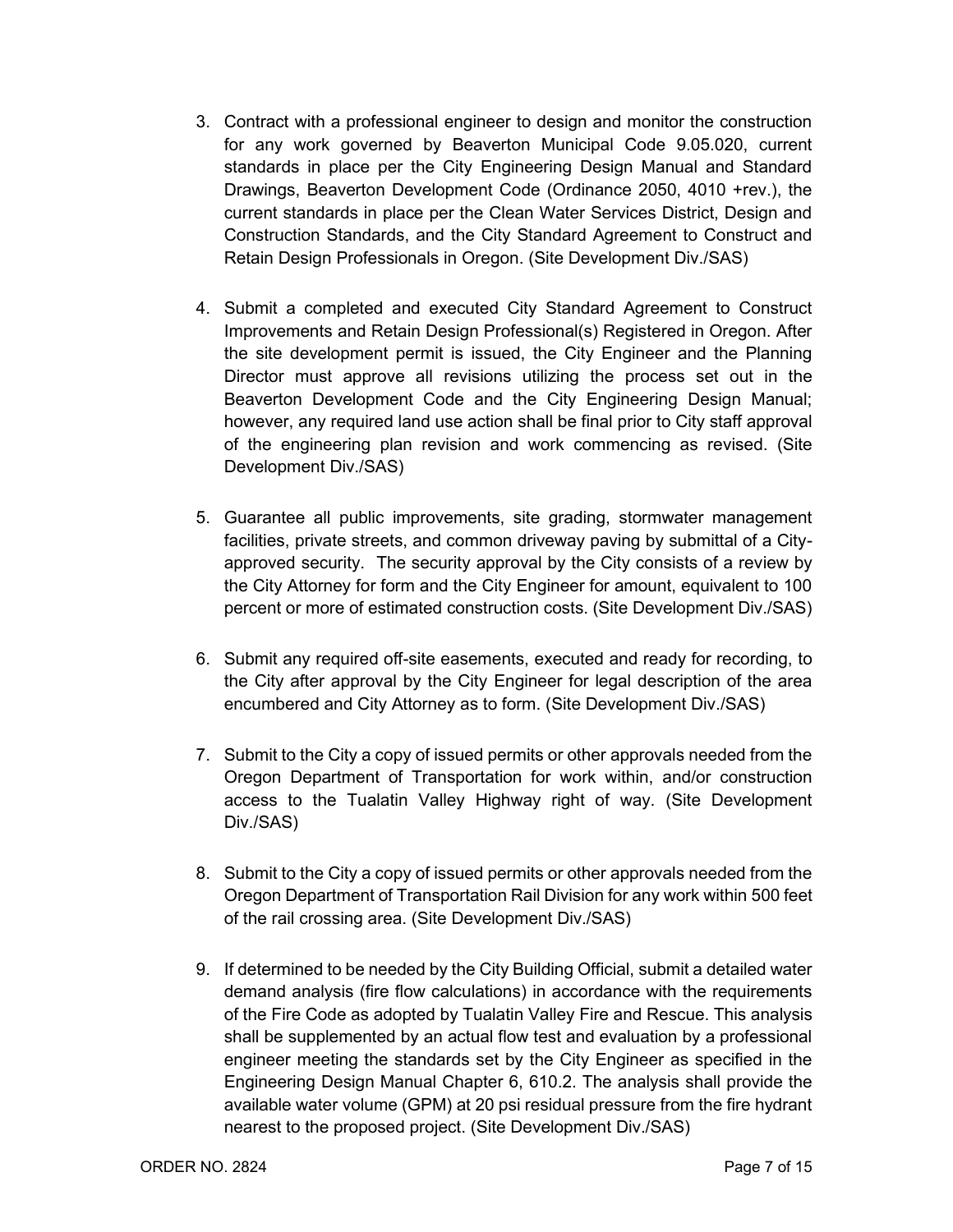3. Contract with a professional engineer to design and monitor the construction for any work governed by Beaverton Municipal Code 9.05.020, current standards in place per the City Engineering Design Manual and Standard Drawings, Beaverton Development Code (Ordinance 2050, 4010 +rev.), the current standards in place per the Clean Water Services District, Design and Construction Standards, and the City Standard Agreement to Construct and Retain Design Professionals in Oregon. (Site Development Div./SAS)

4. Submit a completed and executed City Standard Agreement to Construct Improvements and Retain Design Professional(s) Registered in Oregon. After the site development permit is issued, the City Engineer and the Planning Director must approve all revisions utilizing the process set out in the Beaverton Development Code and the City Engineering Design Manual; however, any required land use action shall be final prior to City staff approval of the engineering plan revision and work commencing as revised. (Site Development Div./SAS)

5. Guarantee all public improvements, site grading, stormwater management facilities, private streets, and common driveway paving by submittal of a City-approved security. The security approval by the City consists of a review by the City Attorney for form and the City Engineer for amount, equivalent to 100 percent or more of estimated construction costs. (Site Development Div./SAS)

6. Submit any required off-site easements, executed and ready for recording, to the City after approval by the City Engineer for legal description of the area encumbered and City Attorney as to form. (Site Development Div./SAS)

7. Submit to the City a copy of issued permits or other approvals needed from the Oregon Department of Transportation for work within, and/or construction access to the Tualatin Valley Highway right of way. (Site Development Div./SAS)

8. Submit to the City a copy of issued permits or other approvals needed from the Oregon Department of Transportation Rail Division for any work within 500 feet of the rail crossing area. (Site Development Div./SAS)

9. If determined to be needed by the City Building Official, submit a detailed water demand analysis (fire flow calculations) in accordance with the requirements of the Fire Code as adopted by Tualatin Valley Fire and Rescue. This analysis shall be supplemented by an actual flow test and evaluation by a professional engineer meeting the standards set by the City Engineer as specified in the Engineering Design Manual Chapter 6, 610.2. The analysis shall provide the available water volume (GPM) at 20 psi residual pressure from the fire hydrant nearest to the proposed project. (Site Development Div./SAS)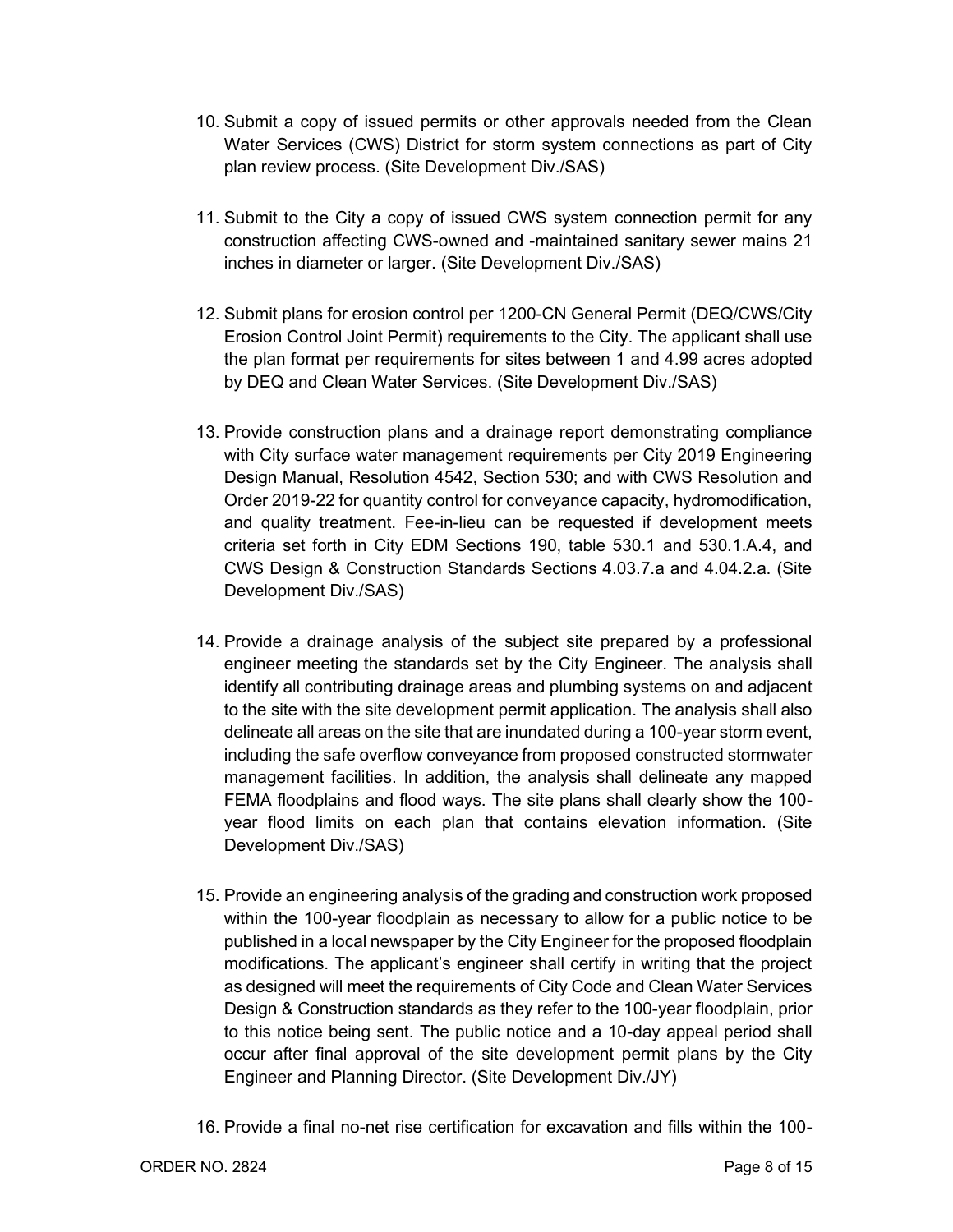10. Submit a copy of issued permits or other approvals needed from the Clean Water Services (CWS) District for storm system connections as part of City plan review process. (Site Development Div./SAS)

11. Submit to the City a copy of issued CWS system connection permit for any construction affecting CWS-owned and -maintained sanitary sewer mains 21 inches in diameter or larger. (Site Development Div./SAS)

12. Submit plans for erosion control per 1200-CN General Permit (DEQ/CWS/City Erosion Control Joint Permit) requirements to the City. The applicant shall use the plan format per requirements for sites between 1 and 4.99 acres adopted by DEQ and Clean Water Services. (Site Development Div./SAS)

13. Provide construction plans and a drainage report demonstrating compliance with City surface water management requirements per City 2019 Engineering Design Manual, Resolution 4542, Section 530; and with CWS Resolution and Order 2019-22 for quantity control for conveyance capacity, hydromodification, and quality treatment. Fee-in-lieu can be requested if development meets criteria set forth in City EDM Sections 190, table 530.1 and 530.1.A.4, and CWS Design & Construction Standards Sections 4.03.7.a and 4.04.2.a. (Site Development Div./SAS)

14. Provide a drainage analysis of the subject site prepared by a professional engineer meeting the standards set by the City Engineer. The analysis shall identify all contributing drainage areas and plumbing systems on and adjacent to the site with the site development permit application. The analysis shall also delineate all areas on the site that are inundated during a 100-year storm event, including the safe overflow conveyance from proposed constructed stormwater management facilities. In addition, the analysis shall delineate any mapped FEMA floodplains and flood ways. The site plans shall clearly show the 100-year flood limits on each plan that contains elevation information. (Site Development Div./SAS)

15. Provide an engineering analysis of the grading and construction work proposed within the 100-year floodplain as necessary to allow for a public notice to be published in a local newspaper by the City Engineer for the proposed floodplain modifications. The applicant's engineer shall certify in writing that the project as designed will meet the requirements of City Code and Clean Water Services Design & Construction standards as they refer to the 100-year floodplain, prior to this notice being sent. The public notice and a 10-day appeal period shall occur after final approval of the site development permit plans by the City Engineer and Planning Director. (Site Development Div./JY)

16. Provide a final no-net rise certification for excavation and fills within the 100-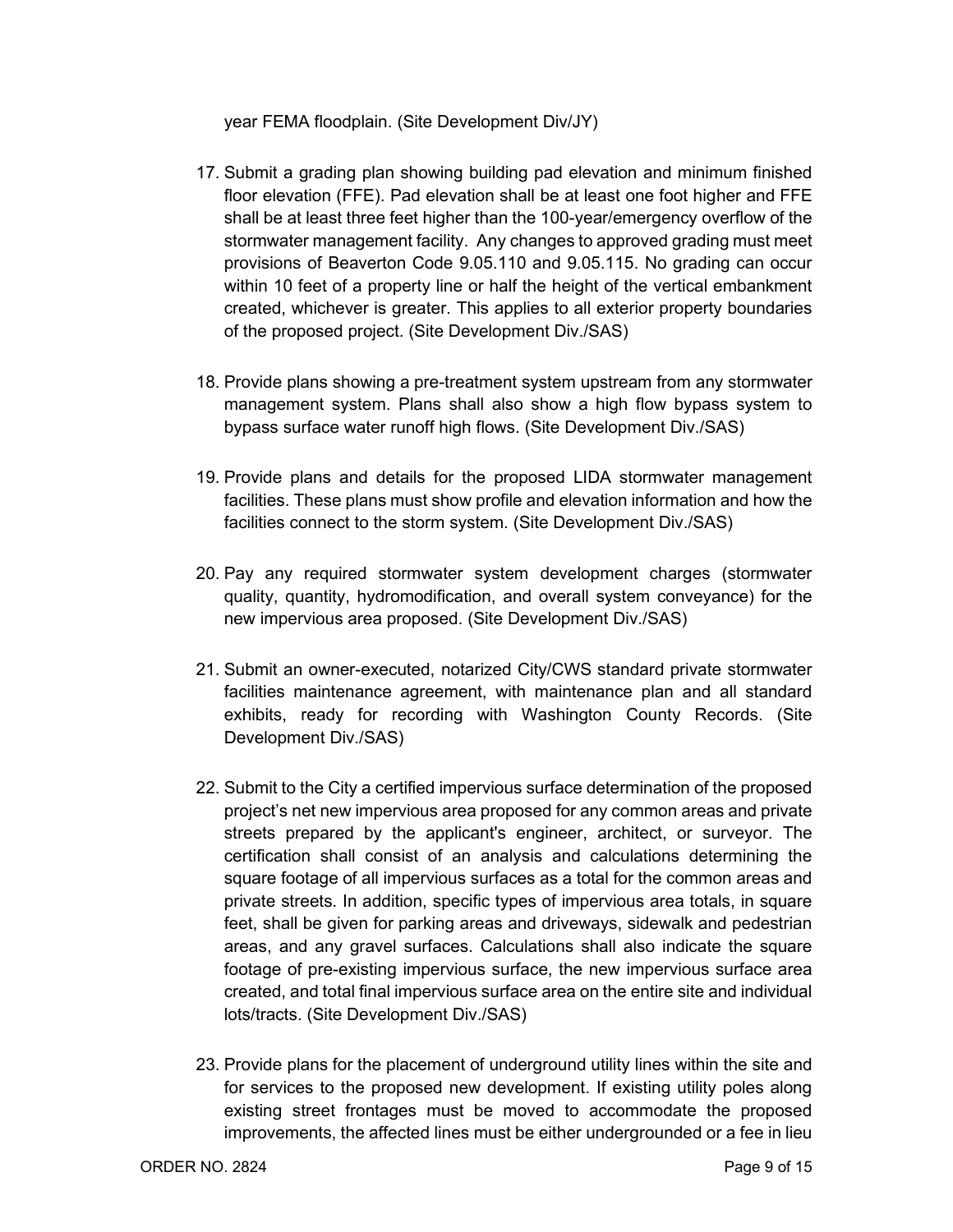year FEMA floodplain. (Site Development Div/JY)

17. Submit a grading plan showing building pad elevation and minimum finished floor elevation (FFE). Pad elevation shall be at least one foot higher and FFE shall be at least three feet higher than the 100-year/emergency overflow of the stormwater management facility. Any changes to approved grading must meet provisions of Beaverton Code 9.05.110 and 9.05.115. No grading can occur within 10 feet of a property line or half the height of the vertical embankment created, whichever is greater. This applies to all exterior property boundaries of the proposed project. (Site Development Div./SAS)

18. Provide plans showing a pre-treatment system upstream from any stormwater management system. Plans shall also show a high flow bypass system to bypass surface water runoff high flows. (Site Development Div./SAS)

19. Provide plans and details for the proposed LIDA stormwater management facilities. These plans must show profile and elevation information and how the facilities connect to the storm system. (Site Development Div./SAS)

20. Pay any required stormwater system development charges (stormwater quality, quantity, hydromodification, and overall system conveyance) for the new impervious area proposed. (Site Development Div./SAS)

21. Submit an owner-executed, notarized City/CWS standard private stormwater facilities maintenance agreement, with maintenance plan and all standard exhibits, ready for recording with Washington County Records. (Site Development Div./SAS)

22. Submit to the City a certified impervious surface determination of the proposed project's net new impervious area proposed for any common areas and private streets prepared by the applicant's engineer, architect, or surveyor. The certification shall consist of an analysis and calculations determining the square footage of all impervious surfaces as a total for the common areas and private streets. In addition, specific types of impervious area totals, in square feet, shall be given for parking areas and driveways, sidewalk and pedestrian areas, and any gravel surfaces. Calculations shall also indicate the square footage of pre-existing impervious surface, the new impervious surface area created, and total final impervious surface area on the entire site and individual lots/tracts. (Site Development Div./SAS)

23. Provide plans for the placement of underground utility lines within the site and for services to the proposed new development. If existing utility poles along existing street frontages must be moved to accommodate the proposed improvements, the affected lines must be either undergrounded or a fee in lieu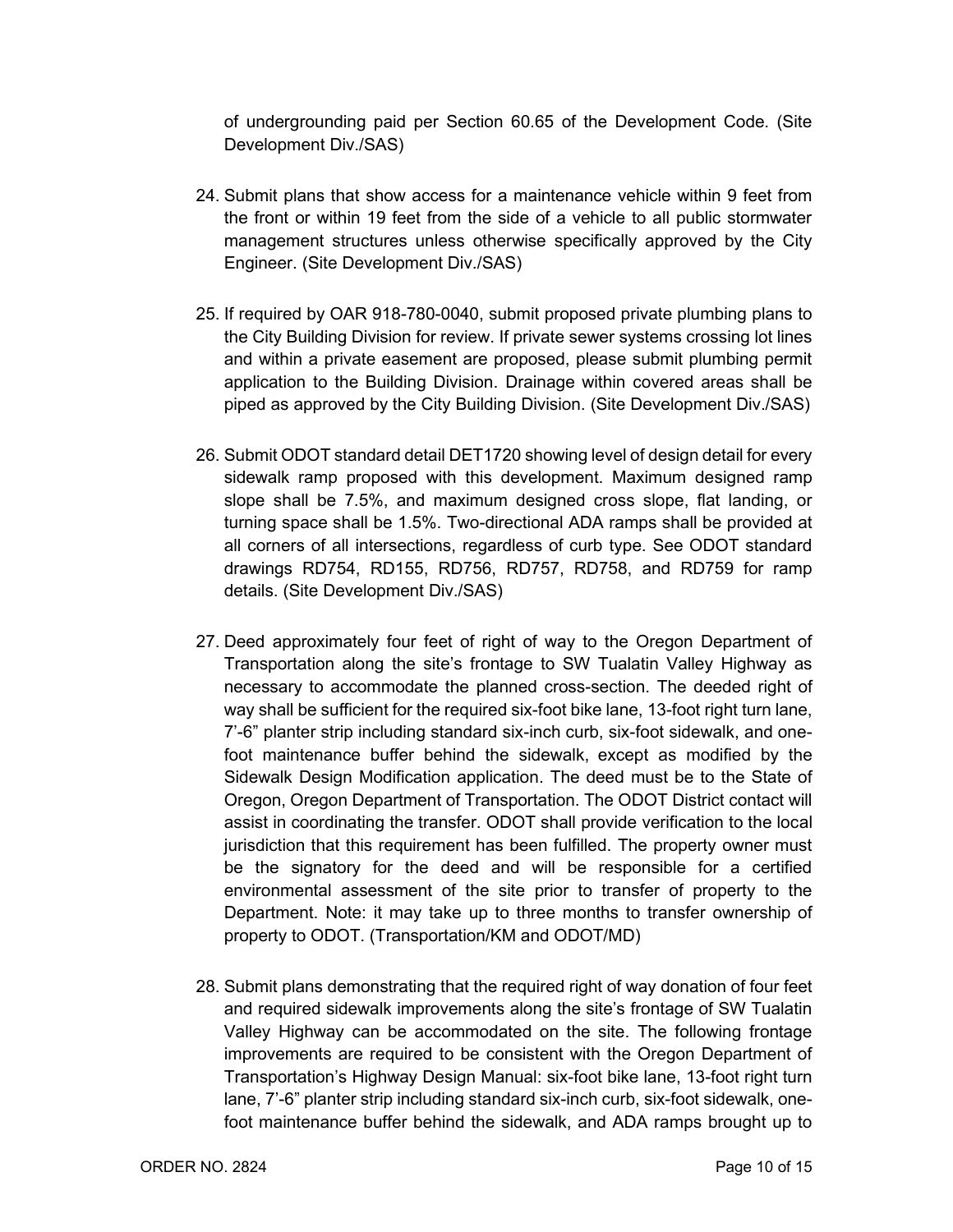of undergrounding paid per Section 60.65 of the Development Code. (Site Development Div./SAS)

24. Submit plans that show access for a maintenance vehicle within 9 feet from the front or within 19 feet from the side of a vehicle to all public stormwater management structures unless otherwise specifically approved by the City Engineer. (Site Development Div./SAS)

25. If required by OAR 918-780-0040, submit proposed private plumbing plans to the City Building Division for review. If private sewer systems crossing lot lines and within a private easement are proposed, please submit plumbing permit application to the Building Division. Drainage within covered areas shall be piped as approved by the City Building Division. (Site Development Div./SAS)

26. Submit ODOT standard detail DET1720 showing level of design detail for every sidewalk ramp proposed with this development. Maximum designed ramp slope shall be 7.5%, and maximum designed cross slope, flat landing, or turning space shall be 1.5%. Two-directional ADA ramps shall be provided at all corners of all intersections, regardless of curb type. See ODOT standard drawings RD754, RD155, RD756, RD757, RD758, and RD759 for ramp details. (Site Development Div./SAS)

27. Deed approximately four feet of right of way to the Oregon Department of Transportation along the site's frontage to SW Tualatin Valley Highway as necessary to accommodate the planned cross-section. The deeded right of way shall be sufficient for the required six-foot bike lane, 13-foot right turn lane, 7'-6" planter strip including standard six-inch curb, six-foot sidewalk, and one-foot maintenance buffer behind the sidewalk, except as modified by the Sidewalk Design Modification application. The deed must be to the State of Oregon, Oregon Department of Transportation. The ODOT District contact will assist in coordinating the transfer. ODOT shall provide verification to the local jurisdiction that this requirement has been fulfilled. The property owner must be the signatory for the deed and will be responsible for a certified environmental assessment of the site prior to transfer of property to the Department. Note: it may take up to three months to transfer ownership of property to ODOT. (Transportation/KM and ODOT/MD)

28. Submit plans demonstrating that the required right of way donation of four feet and required sidewalk improvements along the site's frontage of SW Tualatin Valley Highway can be accommodated on the site. The following frontage improvements are required to be consistent with the Oregon Department of Transportation's Highway Design Manual: six-foot bike lane, 13-foot right turn lane, 7'-6" planter strip including standard six-inch curb, six-foot sidewalk, one-foot maintenance buffer behind the sidewalk, and ADA ramps brought up to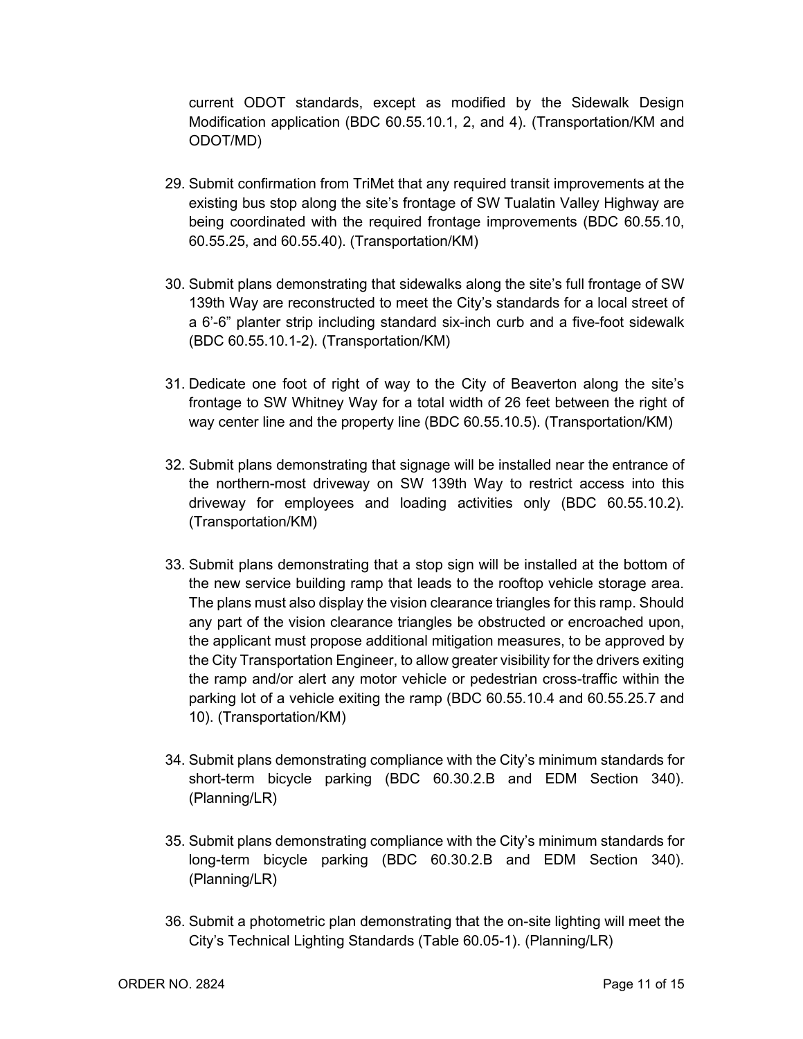current ODOT standards, except as modified by the Sidewalk Design Modification application (BDC 60.55.10.1, 2, and 4). (Transportation/KM and ODOT/MD)

29. Submit confirmation from TriMet that any required transit improvements at the existing bus stop along the site's frontage of SW Tualatin Valley Highway are being coordinated with the required frontage improvements (BDC 60.55.10, 60.55.25, and 60.55.40). (Transportation/KM)

30. Submit plans demonstrating that sidewalks along the site's full frontage of SW 139th Way are reconstructed to meet the City's standards for a local street of a 6'-6" planter strip including standard six-inch curb and a five-foot sidewalk (BDC 60.55.10.1-2). (Transportation/KM)

31. Dedicate one foot of right of way to the City of Beaverton along the site's frontage to SW Whitney Way for a total width of 26 feet between the right of way center line and the property line (BDC 60.55.10.5). (Transportation/KM)

32. Submit plans demonstrating that signage will be installed near the entrance of the northern-most driveway on SW 139th Way to restrict access into this driveway for employees and loading activities only (BDC 60.55.10.2). (Transportation/KM)

33. Submit plans demonstrating that a stop sign will be installed at the bottom of the new service building ramp that leads to the rooftop vehicle storage area. The plans must also display the vision clearance triangles for this ramp. Should any part of the vision clearance triangles be obstructed or encroached upon, the applicant must propose additional mitigation measures, to be approved by the City Transportation Engineer, to allow greater visibility for the drivers exiting the ramp and/or alert any motor vehicle or pedestrian cross-traffic within the parking lot of a vehicle exiting the ramp (BDC 60.55.10.4 and 60.55.25.7 and 10). (Transportation/KM)

34. Submit plans demonstrating compliance with the City's minimum standards for short-term bicycle parking (BDC 60.30.2.B and EDM Section 340). (Planning/LR)

35. Submit plans demonstrating compliance with the City's minimum standards for long-term bicycle parking (BDC 60.30.2.B and EDM Section 340). (Planning/LR)

36. Submit a photometric plan demonstrating that the on-site lighting will meet the City's Technical Lighting Standards (Table 60.05-1). (Planning/LR)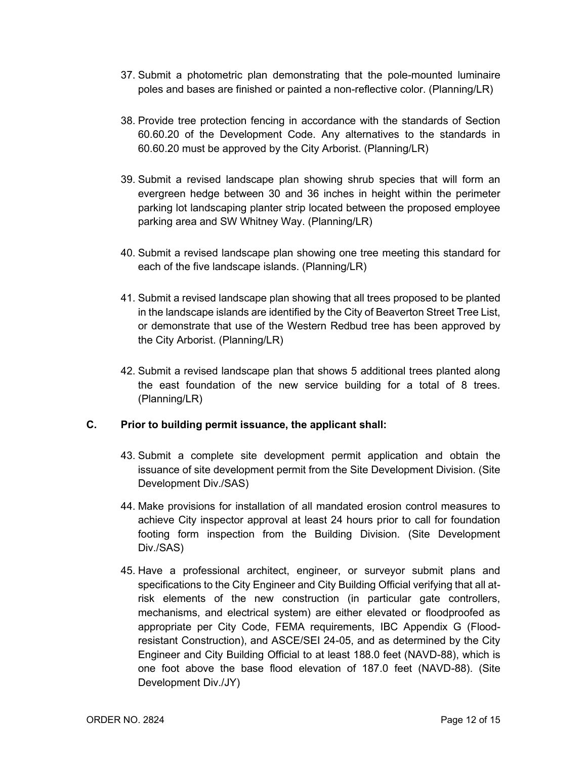37. Submit a photometric plan demonstrating that the pole-mounted luminaire poles and bases are finished or painted a non-reflective color. (Planning/LR)

38. Provide tree protection fencing in accordance with the standards of Section 60.60.20 of the Development Code. Any alternatives to the standards in 60.60.20 must be approved by the City Arborist. (Planning/LR)

39. Submit a revised landscape plan showing shrub species that will form an evergreen hedge between 30 and 36 inches in height within the perimeter parking lot landscaping planter strip located between the proposed employee parking area and SW Whitney Way. (Planning/LR)

40. Submit a revised landscape plan showing one tree meeting this standard for each of the five landscape islands. (Planning/LR)

41. Submit a revised landscape plan showing that all trees proposed to be planted in the landscape islands are identified by the City of Beaverton Street Tree List, or demonstrate that use of the Western Redbud tree has been approved by the City Arborist. (Planning/LR)

42. Submit a revised landscape plan that shows 5 additional trees planted along the east foundation of the new service building for a total of 8 trees. (Planning/LR)

**C. Prior to building permit issuance, the applicant shall:**

43. Submit a complete site development permit application and obtain the issuance of site development permit from the Site Development Division. (Site Development Div./SAS)

44. Make provisions for installation of all mandated erosion control measures to achieve City inspector approval at least 24 hours prior to call for foundation footing form inspection from the Building Division. (Site Development Div./SAS)

45. Have a professional architect, engineer, or surveyor submit plans and specifications to the City Engineer and City Building Official verifying that all at-risk elements of the new construction (in particular gate controllers, mechanisms, and electrical system) are either elevated or floodproofed as appropriate per City Code, FEMA requirements, IBC Appendix G (Flood-resistant Construction), and ASCE/SEI 24-05, and as determined by the City Engineer and City Building Official to at least 188.0 feet (NAVD-88), which is one foot above the base flood elevation of 187.0 feet (NAVD-88). (Site Development Div./JY)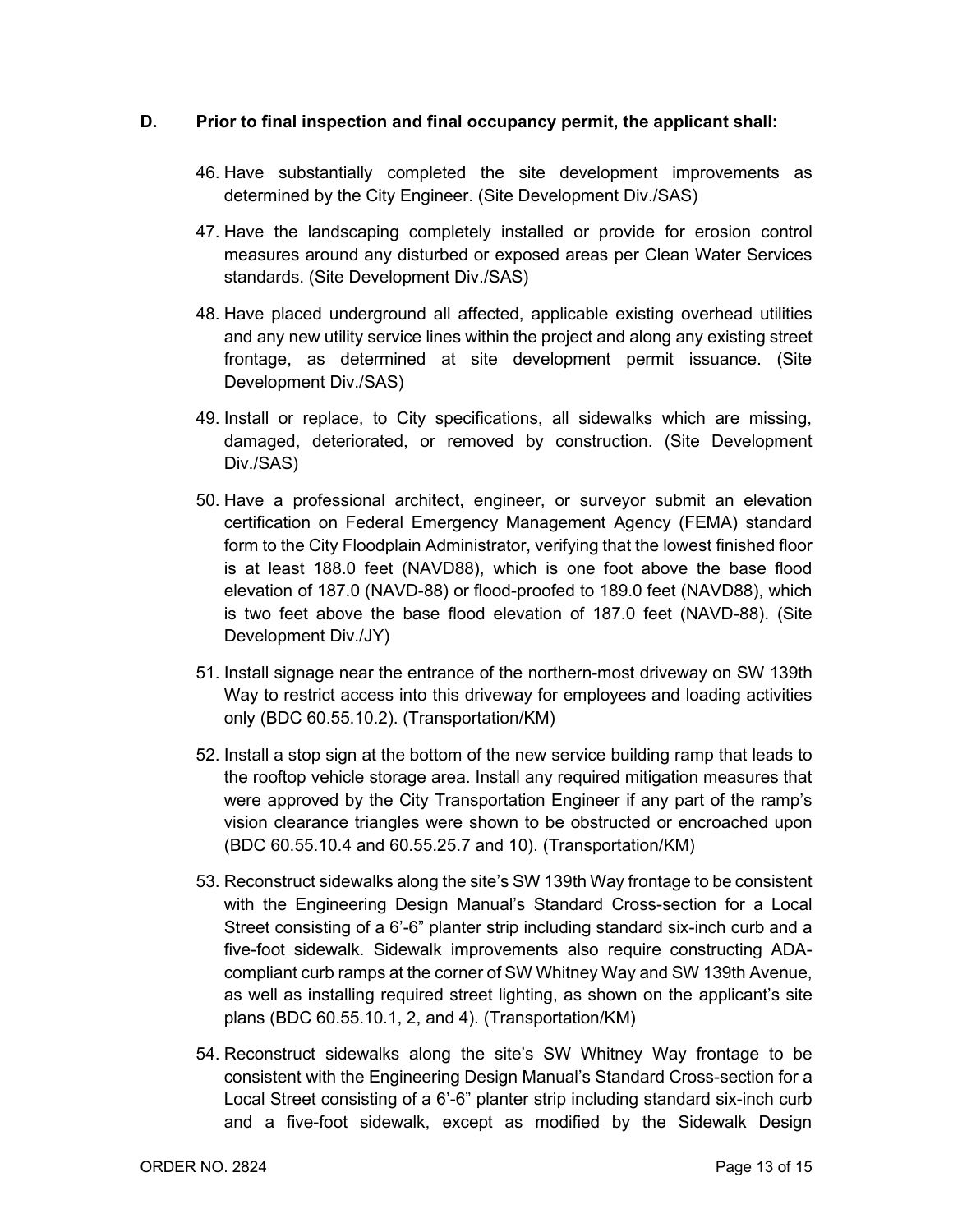**D. Prior to final inspection and final occupancy permit, the applicant shall:**

46. Have substantially completed the site development improvements as determined by the City Engineer. (Site Development Div./SAS)

47. Have the landscaping completely installed or provide for erosion control measures around any disturbed or exposed areas per Clean Water Services standards. (Site Development Div./SAS)

48. Have placed underground all affected, applicable existing overhead utilities and any new utility service lines within the project and along any existing street frontage, as determined at site development permit issuance. (Site Development Div./SAS)

49. Install or replace, to City specifications, all sidewalks which are missing, damaged, deteriorated, or removed by construction. (Site Development Div./SAS)

50. Have a professional architect, engineer, or surveyor submit an elevation certification on Federal Emergency Management Agency (FEMA) standard form to the City Floodplain Administrator, verifying that the lowest finished floor is at least 188.0 feet (NAVD88), which is one foot above the base flood elevation of 187.0 (NAVD-88) or flood-proofed to 189.0 feet (NAVD88), which is two feet above the base flood elevation of 187.0 feet (NAVD-88). (Site Development Div./JY)

51. Install signage near the entrance of the northern-most driveway on SW 139th Way to restrict access into this driveway for employees and loading activities only (BDC 60.55.10.2). (Transportation/KM)

52. Install a stop sign at the bottom of the new service building ramp that leads to the rooftop vehicle storage area. Install any required mitigation measures that were approved by the City Transportation Engineer if any part of the ramp's vision clearance triangles were shown to be obstructed or encroached upon (BDC 60.55.10.4 and 60.55.25.7 and 10). (Transportation/KM)

53. Reconstruct sidewalks along the site's SW 139th Way frontage to be consistent with the Engineering Design Manual's Standard Cross-section for a Local Street consisting of a 6'-6" planter strip including standard six-inch curb and a five-foot sidewalk. Sidewalk improvements also require constructing ADA-compliant curb ramps at the corner of SW Whitney Way and SW 139th Avenue, as well as installing required street lighting, as shown on the applicant's site plans (BDC 60.55.10.1, 2, and 4). (Transportation/KM)

54. Reconstruct sidewalks along the site's SW Whitney Way frontage to be consistent with the Engineering Design Manual's Standard Cross-section for a Local Street consisting of a 6'-6" planter strip including standard six-inch curb and a five-foot sidewalk, except as modified by the Sidewalk Design

ORDER NO. 2824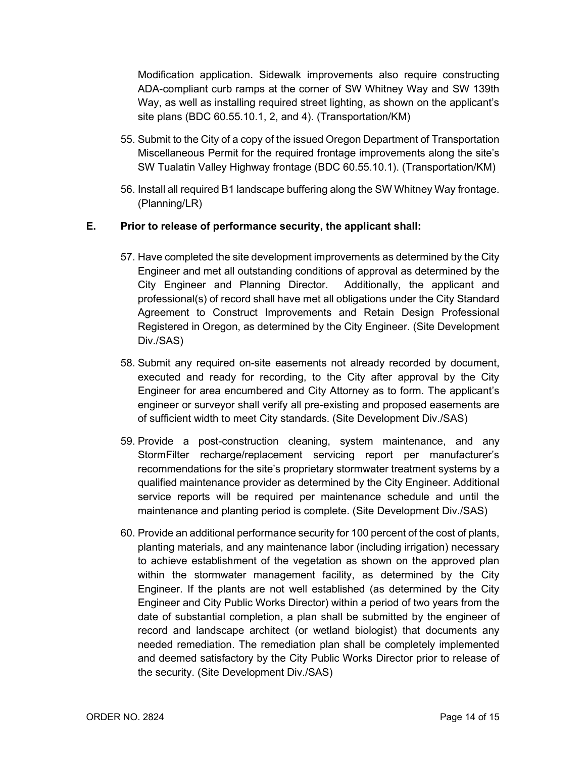Modification application. Sidewalk improvements also require constructing ADA-compliant curb ramps at the corner of SW Whitney Way and SW 139th Way, as well as installing required street lighting, as shown on the applicant's site plans (BDC 60.55.10.1, 2, and 4). (Transportation/KM)

55. Submit to the City of a copy of the issued Oregon Department of Transportation Miscellaneous Permit for the required frontage improvements along the site's SW Tualatin Valley Highway frontage (BDC 60.55.10.1). (Transportation/KM)

56. Install all required B1 landscape buffering along the SW Whitney Way frontage. (Planning/LR)

**E. Prior to release of performance security, the applicant shall:**

57. Have completed the site development improvements as determined by the City Engineer and met all outstanding conditions of approval as determined by the City Engineer and Planning Director. Additionally, the applicant and professional(s) of record shall have met all obligations under the City Standard Agreement to Construct Improvements and Retain Design Professional Registered in Oregon, as determined by the City Engineer. (Site Development Div./SAS)

58. Submit any required on-site easements not already recorded by document, executed and ready for recording, to the City after approval by the City Engineer for area encumbered and City Attorney as to form. The applicant's engineer or surveyor shall verify all pre-existing and proposed easements are of sufficient width to meet City standards. (Site Development Div./SAS)

59. Provide a post-construction cleaning, system maintenance, and any StormFilter recharge/replacement servicing report per manufacturer's recommendations for the site's proprietary stormwater treatment systems by a qualified maintenance provider as determined by the City Engineer. Additional service reports will be required per maintenance schedule and until the maintenance and planting period is complete. (Site Development Div./SAS)

60. Provide an additional performance security for 100 percent of the cost of plants, planting materials, and any maintenance labor (including irrigation) necessary to achieve establishment of the vegetation as shown on the approved plan within the stormwater management facility, as determined by the City Engineer. If the plants are not well established (as determined by the City Engineer and City Public Works Director) within a period of two years from the date of substantial completion, a plan shall be submitted by the engineer of record and landscape architect (or wetland biologist) that documents any needed remediation. The remediation plan shall be completely implemented and deemed satisfactory by the City Public Works Director prior to release of the security. (Site Development Div./SAS)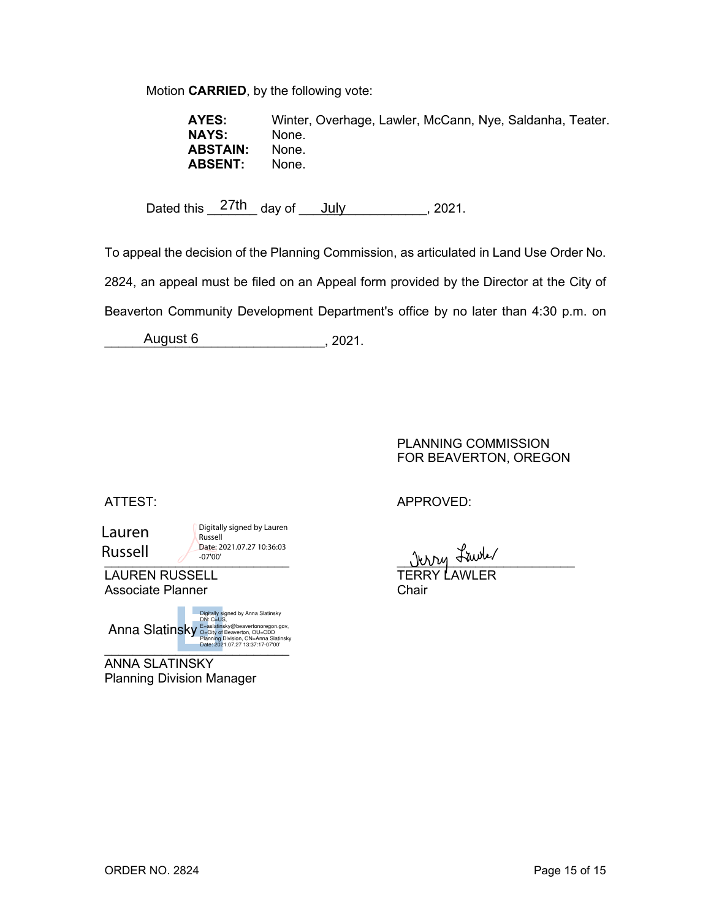Motion **CARRIED**, by the following vote:

| | |
|---|---|
| **AYES:** | Winter, Overhage, Lawler, McCann, Nye, Saldanha, Teater. |
| **NAYS:** | None. |
| **ABSTAIN:** | None. |
| **ABSENT:** | None. |

Dated this 27th day of July, 2021.

To appeal the decision of the Planning Commission, as articulated in Land Use Order No. 2824, an appeal must be filed on an Appeal form provided by the Director at the City of Beaverton Community Development Department's office by no later than 4:30 p.m. on August 6, 2021.

PLANNING COMMISSION
FOR BEAVERTON, OREGON

ATTEST:

Lauren Russell
Digitally signed by Lauren Russell
Date: 2021.07.27 10:36:03 -07'00'

LAUREN RUSSELL
Associate Planner

Anna Slatinsky
Digitally signed by Anna Slatinsky
DN: C=US, E=aslatinsky@beavertonoregon.gov, O=City of Beaverton, OU=CDD Planning Division, CN=Anna Slatinsky
Date: 2021.07.27 13:37:17-07'00'

ANNA SLATINSKY
Planning Division Manager

APPROVED:

Terry Lawler

TERRY LAWLER
Chair

ORDER NO. 2824